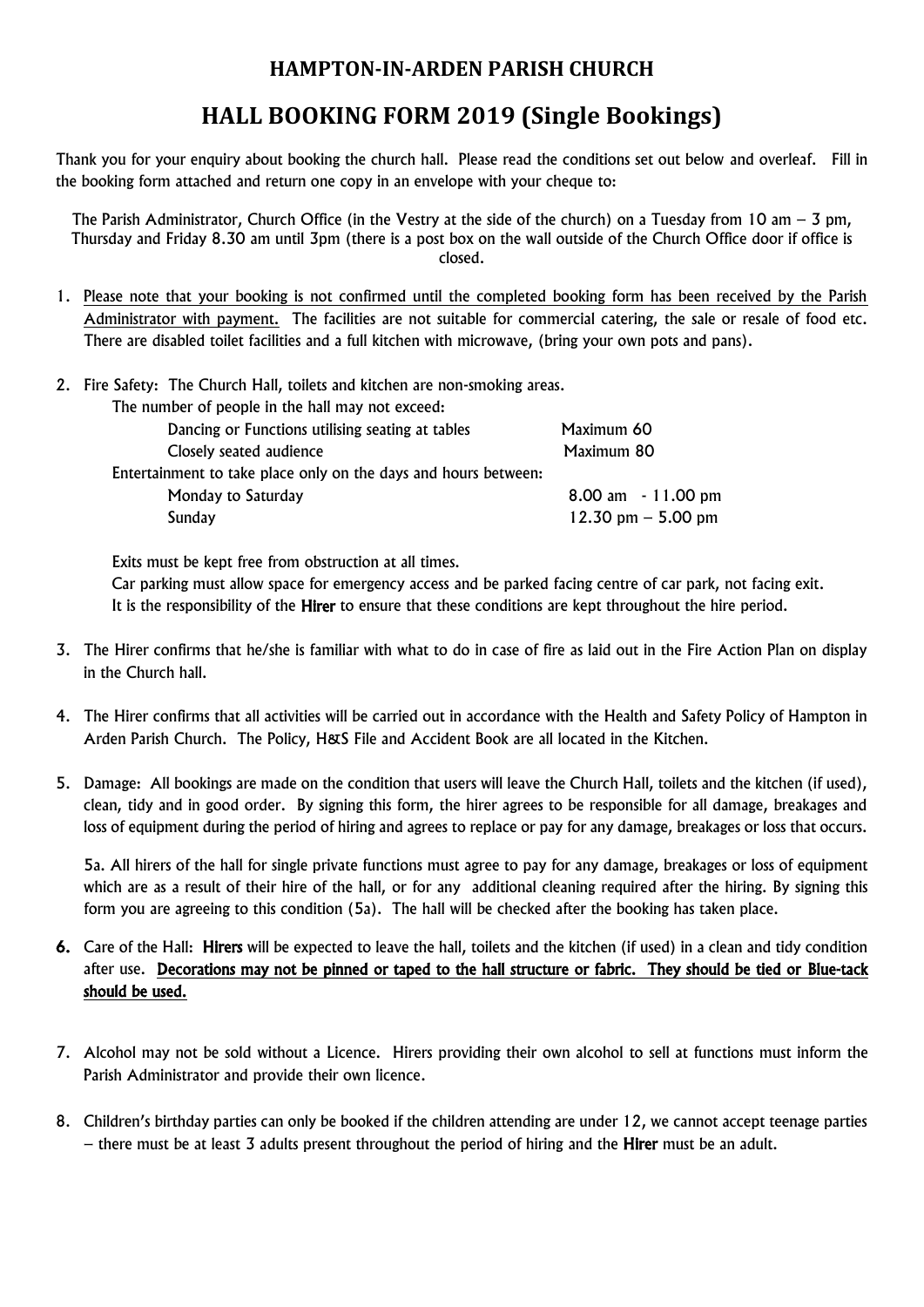# HAMPTON-IN-ARDEN PARISH CHURCH

## HALL BOOKING FORM 2019 (Single Bookings)

Thank you for your enquiry about booking the church hall. Please read the conditions set out below and overleaf. Fill in the booking form attached and return one copy in an envelope with your cheque to:

The Parish Administrator, Church Office (in the Vestry at the side of the church) on a Tuesday from 10 am – 3 pm, Thursday and Friday 8.30 am until 3pm (there is a post box on the wall outside of the Church Office door if office is closed.

1. Please note that your booking is not confirmed until the completed booking form has been received by the Parish Administrator with payment. The facilities are not suitable for commercial catering, the sale or resale of food etc. There are disabled toilet facilities and a full kitchen with microwave, (bring your own pots and pans).

2. Fire Safety: The Church Hall, toilets and kitchen are non-smoking areas.

   The number of people in the hall may not exceed:

   | | |
   |---|---|
   | Dancing or Functions utilising seating at tables | Maximum 60 |
   | Closely seated audience | Maximum 80 |

   Entertainment to take place only on the days and hours between:

   | | |
   |---|---|
   | Monday to Saturday | 8.00 am - 11.00 pm |
   | Sunday | 12.30 pm – 5.00 pm |

   Exits must be kept free from obstruction at all times.
   Car parking must allow space for emergency access and be parked facing centre of car park, not facing exit.
   It is the responsibility of the **Hirer** to ensure that these conditions are kept throughout the hire period.

3. The Hirer confirms that he/she is familiar with what to do in case of fire as laid out in the Fire Action Plan on display in the Church hall.

4. The Hirer confirms that all activities will be carried out in accordance with the Health and Safety Policy of Hampton in Arden Parish Church. The Policy, H&S File and Accident Book are all located in the Kitchen.

5. Damage: All bookings are made on the condition that users will leave the Church Hall, toilets and the kitchen (if used), clean, tidy and in good order. By signing this form, the hirer agrees to be responsible for all damage, breakages and loss of equipment during the period of hiring and agrees to replace or pay for any damage, breakages or loss that occurs.

   5a. All hirers of the hall for single private functions must agree to pay for any damage, breakages or loss of equipment which are as a result of their hire of the hall, or for any additional cleaning required after the hiring. By signing this form you are agreeing to this condition (5a). The hall will be checked after the booking has taken place.

6. Care of the Hall: **Hirers** will be expected to leave the hall, toilets and the kitchen (if used) in a clean and tidy condition after use. **Decorations may not be pinned or taped to the hall structure or fabric. They should be tied or Blue-tack should be used.**

7. Alcohol may not be sold without a Licence. Hirers providing their own alcohol to sell at functions must inform the Parish Administrator and provide their own licence.

8. Children's birthday parties can only be booked if the children attending are under 12, we cannot accept teenage parties – there must be at least 3 adults present throughout the period of hiring and the **Hirer** must be an adult.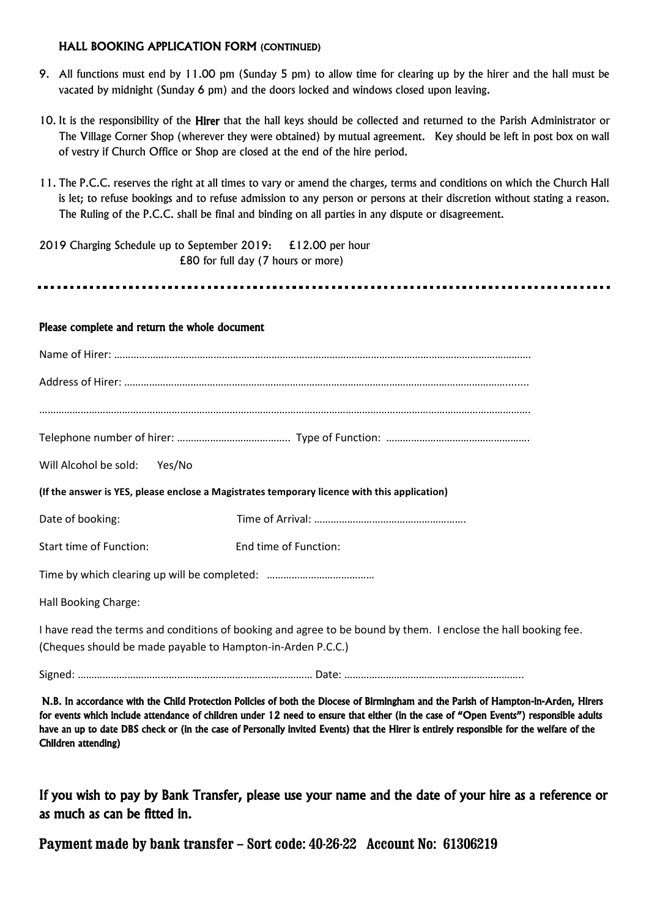## HALL BOOKING APPLICATION FORM (CONTINUED)

9. All functions must end by 11.00 pm (Sunday 5 pm) to allow time for clearing up by the hirer and the hall must be vacated by midnight (Sunday 6 pm) and the doors locked and windows closed upon leaving.

10. It is the responsibility of the **Hirer** that the hall keys should be collected and returned to the Parish Administrator or The Village Corner Shop (wherever they were obtained) by mutual agreement. Key should be left in post box on wall of vestry if Church Office or Shop are closed at the end of the hire period.

11. The P.C.C. reserves the right at all times to vary or amend the charges, terms and conditions on which the Church Hall is let; to refuse bookings and to refuse admission to any person or persons at their discretion without stating a reason. The Ruling of the P.C.C. shall be final and binding on all parties in any dispute or disagreement.

2019 Charging Schedule up to September 2019: £12.00 per hour
£80 for full day (7 hours or more)

---

**Please complete and return the whole document**

Name of Hirer: ……………………………………………………………………………………………………………………………………….

Address of Hirer: ……………………………………………………………………………………………………………………………........

……………………………………………………………………………………………………………………………………………………………….

Telephone number of hirer: ………………………………….. Type of Function: …………………………………………….

Will Alcohol be sold: Yes/No

**(If the answer is YES, please enclose a Magistrates temporary licence with this application)**

Date of booking: Time of Arrival: ……………………………………………….

Start time of Function: End time of Function:

Time by which clearing up will be completed: ………………………………….

Hall Booking Charge:

I have read the terms and conditions of booking and agree to be bound by them. I enclose the hall booking fee. (Cheques should be made payable to Hampton-in-Arden P.C.C.)

Signed: ………………………………………………………………………… Date: ………………………………………………………..

**N.B. In accordance with the Child Protection Policies of both the Diocese of Birmingham and the Parish of Hampton-in-Arden, Hirers for events which include attendance of children under 12 need to ensure that either (in the case of "Open Events") responsible adults have an up to date DBS check or (in the case of Personally invited Events) that the Hirer is entirely responsible for the welfare of the Children attending)**

**If you wish to pay by Bank Transfer, please use your name and the date of your hire as a reference or as much as can be fitted in.**

**Payment made by bank transfer – Sort code: 40-26-22 Account No: 61306219**